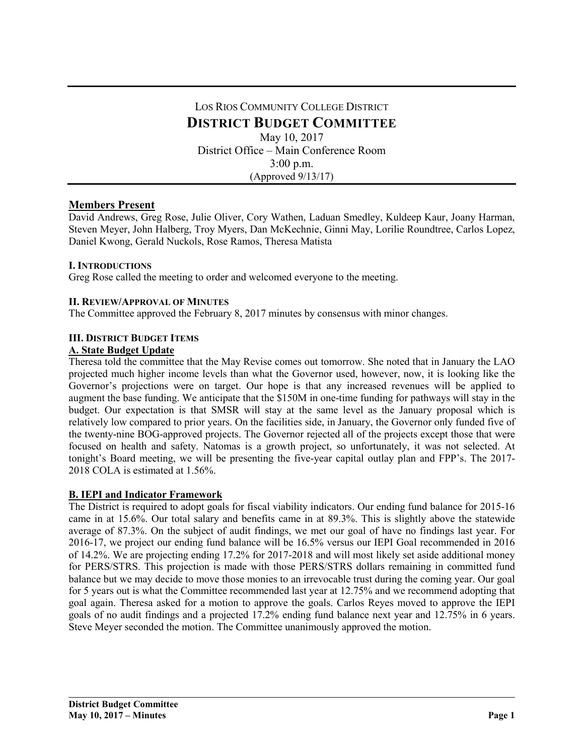# LOS RIOS COMMUNITY COLLEGE DISTRICT

## DISTRICT BUDGET COMMITTEE

May 10, 2017
District Office – Main Conference Room
3:00 p.m.
(Approved 9/13/17)

### Members Present

David Andrews, Greg Rose, Julie Oliver, Cory Wathen, Laduan Smedley, Kuldeep Kaur, Joany Harman, Steven Meyer, John Halberg, Troy Myers, Dan McKechnie, Ginni May, Lorilie Roundtree, Carlos Lopez, Daniel Kwong, Gerald Nuckols, Rose Ramos, Theresa Matista

#### I. INTRODUCTIONS

Greg Rose called the meeting to order and welcomed everyone to the meeting.

#### II. REVIEW/APPROVAL OF MINUTES

The Committee approved the February 8, 2017 minutes by consensus with minor changes.

#### III. DISTRICT BUDGET ITEMS

**A. State Budget Update**

Theresa told the committee that the May Revise comes out tomorrow. She noted that in January the LAO projected much higher income levels than what the Governor used, however, now, it is looking like the Governor's projections were on target. Our hope is that any increased revenues will be applied to augment the base funding. We anticipate that the $150M in one-time funding for pathways will stay in the budget. Our expectation is that SMSR will stay at the same level as the January proposal which is relatively low compared to prior years. On the facilities side, in January, the Governor only funded five of the twenty-nine BOG-approved projects. The Governor rejected all of the projects except those that were focused on health and safety. Natomas is a growth project, so unfortunately, it was not selected. At tonight's Board meeting, we will be presenting the five-year capital outlay plan and FPP's. The 2017-2018 COLA is estimated at 1.56%.

**B. IEPI and Indicator Framework**

The District is required to adopt goals for fiscal viability indicators. Our ending fund balance for 2015-16 came in at 15.6%. Our total salary and benefits came in at 89.3%. This is slightly above the statewide average of 87.3%. On the subject of audit findings, we met our goal of have no findings last year. For 2016-17, we project our ending fund balance will be 16.5% versus our IEPI Goal recommended in 2016 of 14.2%. We are projecting ending 17.2% for 2017-2018 and will most likely set aside additional money for PERS/STRS. This projection is made with those PERS/STRS dollars remaining in committed fund balance but we may decide to move those monies to an irrevocable trust during the coming year. Our goal for 5 years out is what the Committee recommended last year at 12.75% and we recommend adopting that goal again. Theresa asked for a motion to approve the goals. Carlos Reyes moved to approve the IEPI goals of no audit findings and a projected 17.2% ending fund balance next year and 12.75% in 6 years. Steve Meyer seconded the motion. The Committee unanimously approved the motion.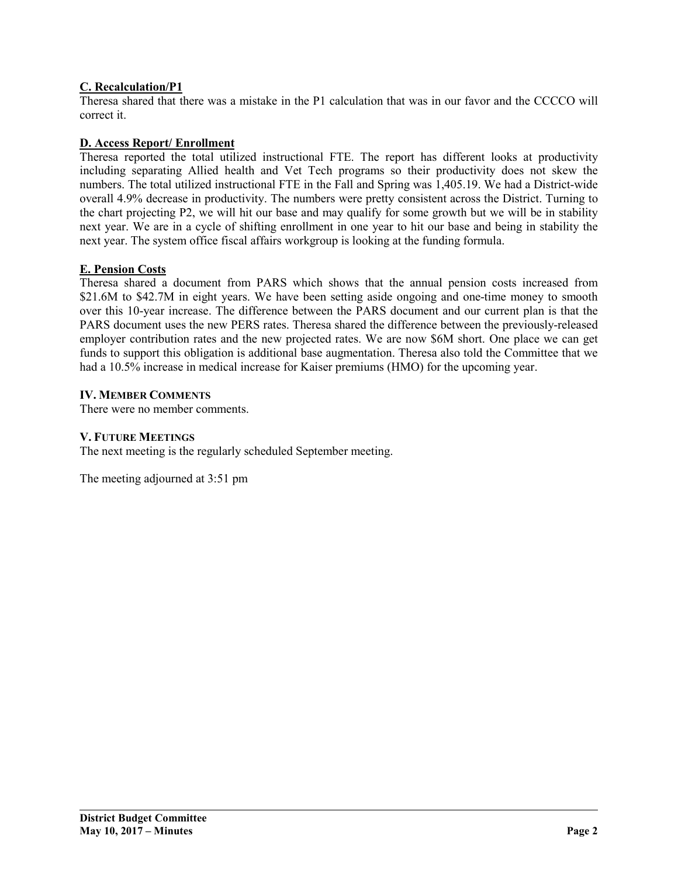### C. Recalculation/P1

Theresa shared that there was a mistake in the P1 calculation that was in our favor and the CCCCO will correct it.

### D. Access Report/ Enrollment

Theresa reported the total utilized instructional FTE. The report has different looks at productivity including separating Allied health and Vet Tech programs so their productivity does not skew the numbers. The total utilized instructional FTE in the Fall and Spring was 1,405.19. We had a District-wide overall 4.9% decrease in productivity. The numbers were pretty consistent across the District. Turning to the chart projecting P2, we will hit our base and may qualify for some growth but we will be in stability next year. We are in a cycle of shifting enrollment in one year to hit our base and being in stability the next year. The system office fiscal affairs workgroup is looking at the funding formula.

### E. Pension Costs

Theresa shared a document from PARS which shows that the annual pension costs increased from $21.6M to $42.7M in eight years. We have been setting aside ongoing and one-time money to smooth over this 10-year increase. The difference between the PARS document and our current plan is that the PARS document uses the new PERS rates. Theresa shared the difference between the previously-released employer contribution rates and the new projected rates. We are now $6M short. One place we can get funds to support this obligation is additional base augmentation. Theresa also told the Committee that we had a 10.5% increase in medical increase for Kaiser premiums (HMO) for the upcoming year.

## IV. Member Comments

There were no member comments.

## V. Future Meetings

The next meeting is the regularly scheduled September meeting.

The meeting adjourned at 3:51 pm